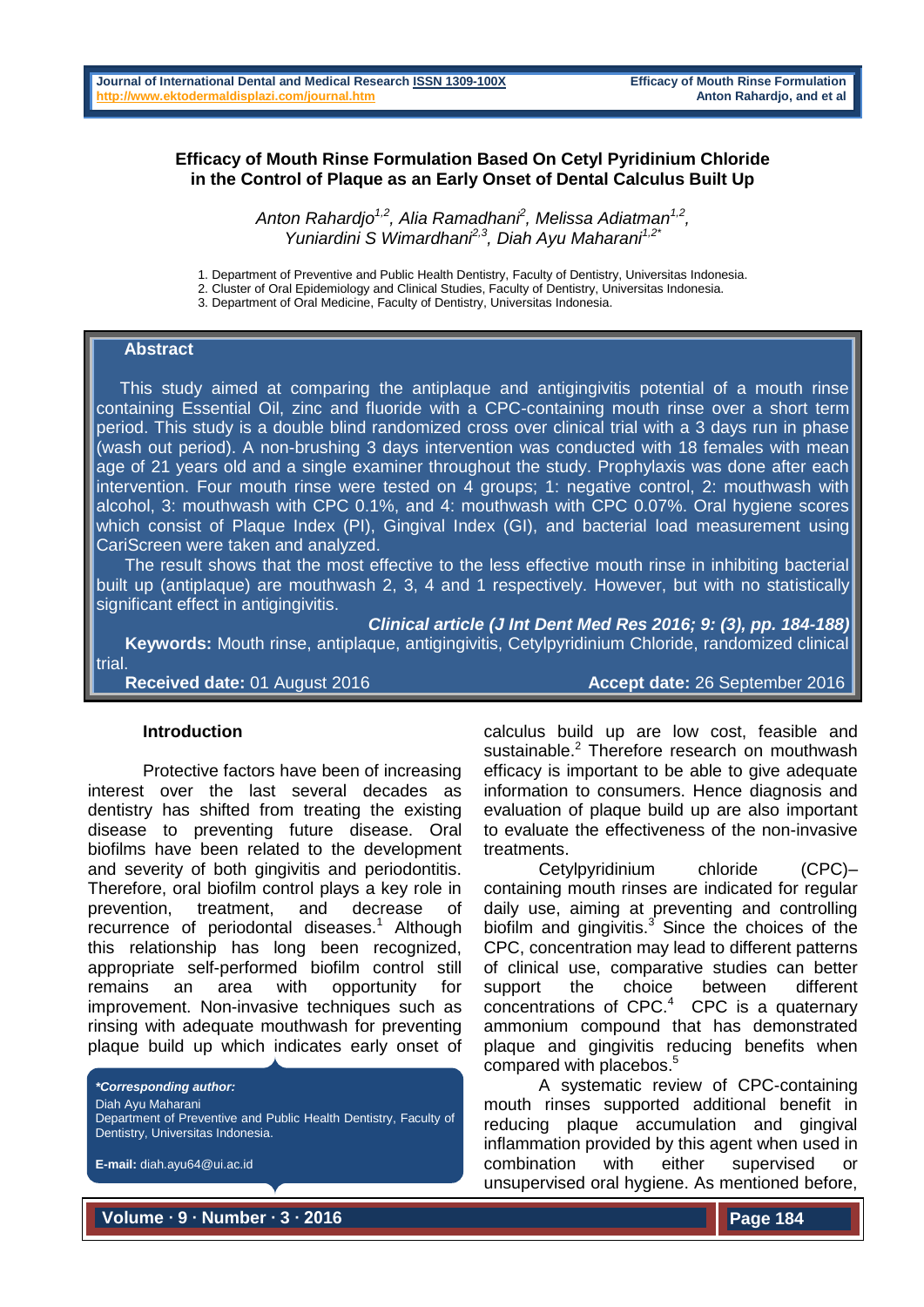# Efficacy of Mouth Rinse Formulation Based On Cetyl Pyridinium Chloride in the Control of Plaque as an Early Onset of Dental Calculus Built Up

*Anton Rahardjo[1,2], Alia Ramadhani[2], Melissa Adiatman[1,2], Yuniardini S Wimardhani[2,3], Diah Ayu Maharani[1,2*]*

1. Department of Preventive and Public Health Dentistry, Faculty of Dentistry, Universitas Indonesia.
2. Cluster of Oral Epidemiology and Clinical Studies, Faculty of Dentistry, Universitas Indonesia.
3. Department of Oral Medicine, Faculty of Dentistry, Universitas Indonesia.

## Abstract

This study aimed at comparing the antiplaque and antigingivitis potential of a mouth rinse containing Essential Oil, zinc and fluoride with a CPC-containing mouth rinse over a short term period. This study is a double blind randomized cross over clinical trial with a 3 days run in phase (wash out period). A non-brushing 3 days intervention was conducted with 18 females with mean age of 21 years old and a single examiner throughout the study. Prophylaxis was done after each intervention. Four mouth rinse were tested on 4 groups; 1: negative control, 2: mouthwash with alcohol, 3: mouthwash with CPC 0.1%, and 4: mouthwash with CPC 0.07%. Oral hygiene scores which consist of Plaque Index (PI), Gingival Index (GI), and bacterial load measurement using CariScreen were taken and analyzed.

The result shows that the most effective to the less effective mouth rinse in inhibiting bacterial built up (antiplaque) are mouthwash 2, 3, 4 and 1 respectively. However, but with no statistically significant effect in antigingivitis.

***Clinical article (J Int Dent Med Res 2016; 9: (3), pp. 184-188)***

**Keywords:** Mouth rinse, antiplaque, antigingivitis, Cetylpyridinium Chloride, randomized clinical trial.

**Received date:** 01 August 2016 **Accept date:** 26 September 2016

## Introduction

Protective factors have been of increasing interest over the last several decades as dentistry has shifted from treating the existing disease to preventing future disease. Oral biofilms have been related to the development and severity of both gingivitis and periodontitis. Therefore, oral biofilm control plays a key role in prevention, treatment, and decrease of recurrence of periodontal diseases.[1] Although this relationship has long been recognized, appropriate self-performed biofilm control still remains an area with opportunity for improvement. Non-invasive techniques such as rinsing with adequate mouthwash for preventing plaque build up which indicates early onset of calculus build up are low cost, feasible and sustainable.[2] Therefore research on mouthwash efficacy is important to be able to give adequate information to consumers. Hence diagnosis and evaluation of plaque build up are also important to evaluate the effectiveness of the non-invasive treatments.

Cetylpyridinium chloride (CPC)–containing mouth rinses are indicated for regular daily use, aiming at preventing and controlling biofilm and gingivitis.[3] Since the choices of the CPC, concentration may lead to different patterns of clinical use, comparative studies can better support the choice between different concentrations of CPC.[4] CPC is a quaternary ammonium compound that has demonstrated plaque and gingivitis reducing benefits when compared with placebos.[5]

A systematic review of CPC-containing mouth rinses supported additional benefit in reducing plaque accumulation and gingival inflammation provided by this agent when used in combination with either supervised or unsupervised oral hygiene. As mentioned before,

***Corresponding author:**
Diah Ayu Maharani
Department of Preventive and Public Health Dentistry, Faculty of Dentistry, Universitas Indonesia.

**E-mail:** diah.ayu64@ui.ac.id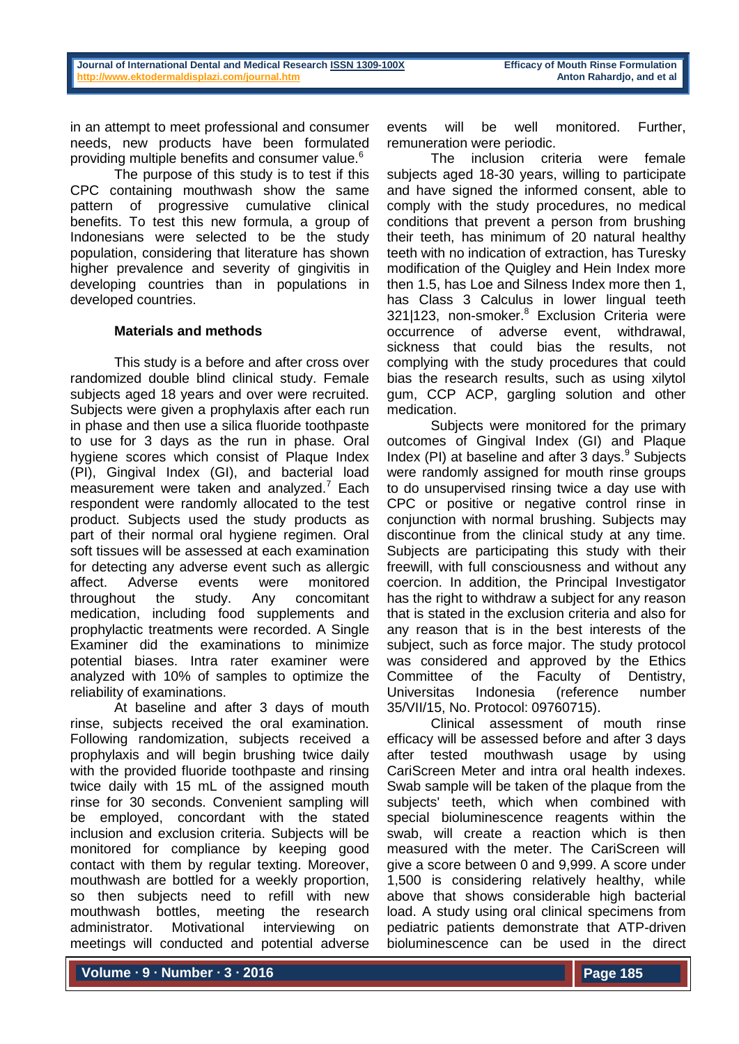in an attempt to meet professional and consumer needs, new products have been formulated providing multiple benefits and consumer value.[6]

The purpose of this study is to test if this CPC containing mouthwash show the same pattern of progressive cumulative clinical benefits. To test this new formula, a group of Indonesians were selected to be the study population, considering that literature has shown higher prevalence and severity of gingivitis in developing countries than in populations in developed countries.

### Materials and methods

This study is a before and after cross over randomized double blind clinical study. Female subjects aged 18 years and over were recruited. Subjects were given a prophylaxis after each run in phase and then use a silica fluoride toothpaste to use for 3 days as the run in phase. Oral hygiene scores which consist of Plaque Index (PI), Gingival Index (GI), and bacterial load measurement were taken and analyzed.[7] Each respondent were randomly allocated to the test product. Subjects used the study products as part of their normal oral hygiene regimen. Oral soft tissues will be assessed at each examination for detecting any adverse event such as allergic affect. Adverse events were monitored throughout the study. Any concomitant medication, including food supplements and prophylactic treatments were recorded. A Single Examiner did the examinations to minimize potential biases. Intra rater examiner were analyzed with 10% of samples to optimize the reliability of examinations.

At baseline and after 3 days of mouth rinse, subjects received the oral examination. Following randomization, subjects received a prophylaxis and will begin brushing twice daily with the provided fluoride toothpaste and rinsing twice daily with 15 mL of the assigned mouth rinse for 30 seconds. Convenient sampling will be employed, concordant with the stated inclusion and exclusion criteria. Subjects will be monitored for compliance by keeping good contact with them by regular texting. Moreover, mouthwash are bottled for a weekly proportion, so then subjects need to refill with new mouthwash bottles, meeting the research administrator. Motivational interviewing on meetings will conducted and potential adverse events will be well monitored. Further, remuneration were periodic.

The inclusion criteria were female subjects aged 18-30 years, willing to participate and have signed the informed consent, able to comply with the study procedures, no medical conditions that prevent a person from brushing their teeth, has minimum of 20 natural healthy teeth with no indication of extraction, has Turesky modification of the Quigley and Hein Index more then 1.5, has Loe and Silness Index more then 1, has Class 3 Calculus in lower lingual teeth 321|123, non-smoker.[8] Exclusion Criteria were occurrence of adverse event, withdrawal, sickness that could bias the results, not complying with the study procedures that could bias the research results, such as using xilytol gum, CCP ACP, gargling solution and other medication.

Subjects were monitored for the primary outcomes of Gingival Index (GI) and Plaque Index (PI) at baseline and after 3 days.[9] Subjects were randomly assigned for mouth rinse groups to do unsupervised rinsing twice a day use with CPC or positive or negative control rinse in conjunction with normal brushing. Subjects may discontinue from the clinical study at any time. Subjects are participating this study with their freewill, with full consciousness and without any coercion. In addition, the Principal Investigator has the right to withdraw a subject for any reason that is stated in the exclusion criteria and also for any reason that is in the best interests of the subject, such as force major. The study protocol was considered and approved by the Ethics Committee of the Faculty of Dentistry, Universitas Indonesia (reference number 35/VII/15, No. Protocol: 09760715).

Clinical assessment of mouth rinse efficacy will be assessed before and after 3 days after tested mouthwash usage by using CariScreen Meter and intra oral health indexes. Swab sample will be taken of the plaque from the subjects' teeth, which when combined with special bioluminescence reagents within the swab, will create a reaction which is then measured with the meter. The CariScreen will give a score between 0 and 9,999. A score under 1,500 is considering relatively healthy, while above that shows considerable high bacterial load. A study using oral clinical specimens from pediatric patients demonstrate that ATP-driven bioluminescence can be used in the direct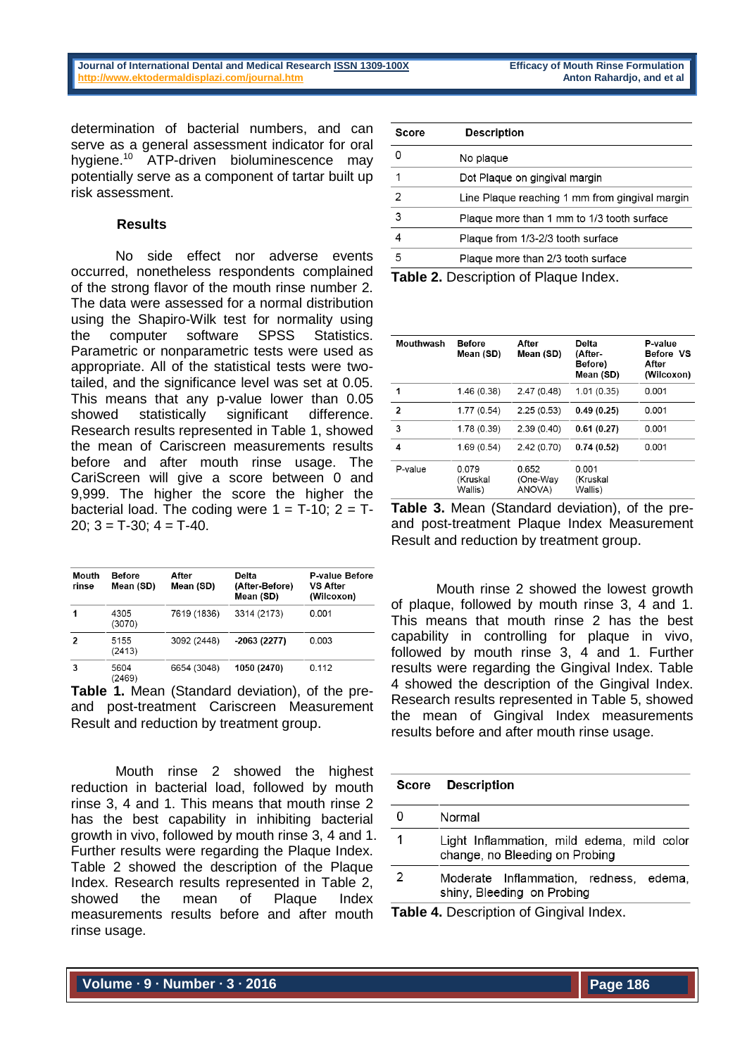determination of bacterial numbers, and can serve as a general assessment indicator for oral hygiene.[10] ATP-driven bioluminescence may potentially serve as a component of tartar built up risk assessment.

### Results

No side effect nor adverse events occurred, nonetheless respondents complained of the strong flavor of the mouth rinse number 2. The data were assessed for a normal distribution using the Shapiro-Wilk test for normality using the computer software SPSS Statistics. Parametric or nonparametric tests were used as appropriate. All of the statistical tests were two-tailed, and the significance level was set at 0.05. This means that any p-value lower than 0.05 showed statistically significant difference. Research results represented in Table 1, showed the mean of Cariscreen measurements results before and after mouth rinse usage. The CariScreen will give a score between 0 and 9,999. The higher the score the higher the bacterial load. The coding were 1 = T-10; 2 = T-20; 3 = T-30; 4 = T-40.

| Mouth rinse | Before Mean (SD) | After Mean (SD) | Delta (After-Before) Mean (SD) | P-value Before VS After (Wilcoxon) |
|---|---|---|---|---|
| **1** | 4305 (3070) | 7619 (1836) | 3314 (2173) | 0.001 |
| **2** | 5155 (2413) | 3092 (2448) | **-2063 (2277)** | 0.003 |
| **3** | 5604 (2469) | 6654 (3048) | **1050 (2470)** | 0.112 |

**Table 1.** Mean (Standard deviation), of the pre- and post-treatment Cariscreen Measurement Result and reduction by treatment group.

Mouth rinse 2 showed the highest reduction in bacterial load, followed by mouth rinse 3, 4 and 1. This means that mouth rinse 2 has the best capability in inhibiting bacterial growth in vivo, followed by mouth rinse 3, 4 and 1. Further results were regarding the Plaque Index. Table 2 showed the description of the Plaque Index. Research results represented in Table 2, showed the mean of Plaque Index measurements results before and after mouth rinse usage.

| Score | Description |
|---|---|
| 0 | No plaque |
| 1 | Dot Plaque on gingival margin |
| 2 | Line Plaque reaching 1 mm from gingival margin |
| 3 | Plaque more than 1 mm to 1/3 tooth surface |
| 4 | Plaque from 1/3-2/3 tooth surface |
| 5 | Plaque more than 2/3 tooth surface |

**Table 2.** Description of Plaque Index.

| Mouthwash | Before Mean (SD) | After Mean (SD) | Delta (After-Before) Mean (SD) | P-value Before VS After (Wilcoxon) |
|---|---|---|---|---|
| **1** | 1.46 (0.38) | 2.47 (0.48) | 1.01 (0.35) | 0.001 |
| **2** | 1.77 (0.54) | 2.25 (0.53) | **0.49 (0.25)** | 0.001 |
| **3** | 1.78 (0.39) | 2.39 (0.40) | **0.61 (0.27)** | 0.001 |
| **4** | 1.69 (0.54) | 2.42 (0.70) | **0.74 (0.52)** | 0.001 |
| P-value | 0.079 (Kruskal Wallis) | 0.652 (One-Way ANOVA) | 0.001 (Kruskal Wallis) | |

**Table 3.** Mean (Standard deviation), of the pre- and post-treatment Plaque Index Measurement Result and reduction by treatment group.

Mouth rinse 2 showed the lowest growth of plaque, followed by mouth rinse 3, 4 and 1. This means that mouth rinse 2 has the best capability in controlling for plaque in vivo, followed by mouth rinse 3, 4 and 1. Further results were regarding the Gingival Index. Table 4 showed the description of the Gingival Index. Research results represented in Table 5, showed the mean of Gingival Index measurements results before and after mouth rinse usage.

| Score | Description |
|---|---|
| 0 | Normal |
| 1 | Light Inflammation, mild edema, mild color change, no Bleeding on Probing |
| 2 | Moderate Inflammation, redness, edema, shiny, Bleeding on Probing |

**Table 4.** Description of Gingival Index.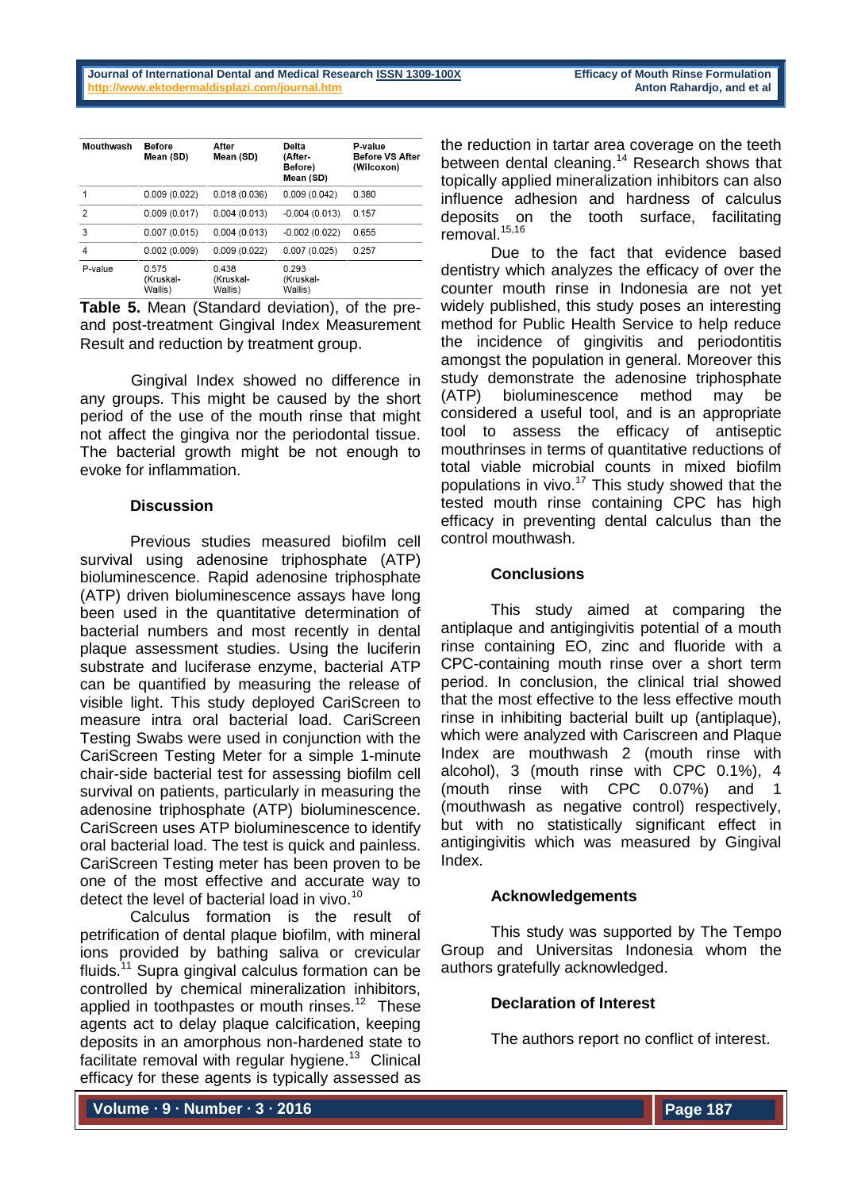| Mouthwash | Before Mean (SD) | After Mean (SD) | Delta (After-Before) Mean (SD) | P-value Before VS After (Wilcoxon) |
|---|---|---|---|---|
| 1 | 0.009 (0.022) | 0.018 (0.036) | 0.009 (0.042) | 0.380 |
| 2 | 0.009 (0.017) | 0.004 (0.013) | -0.004 (0.013) | 0.157 |
| 3 | 0.007 (0.015) | 0.004 (0.013) | -0.002 (0.022) | 0.655 |
| 4 | 0.002 (0.009) | 0.009 (0.022) | 0.007 (0.025) | 0.257 |
| P-value | 0.575 (Kruskal-Wallis) | 0.438 (Kruskal-Wallis) | 0.293 (Kruskal-Wallis) | |

**Table 5.** Mean (Standard deviation), of the pre- and post-treatment Gingival Index Measurement Result and reduction by treatment group.

Gingival Index showed no difference in any groups. This might be caused by the short period of the use of the mouth rinse that might not affect the gingiva nor the periodontal tissue. The bacterial growth might be not enough to evoke for inflammation.

## Discussion

Previous studies measured biofilm cell survival using adenosine triphosphate (ATP) bioluminescence. Rapid adenosine triphosphate (ATP) driven bioluminescence assays have long been used in the quantitative determination of bacterial numbers and most recently in dental plaque assessment studies. Using the luciferin substrate and luciferase enzyme, bacterial ATP can be quantified by measuring the release of visible light. This study deployed CariScreen to measure intra oral bacterial load. CariScreen Testing Swabs were used in conjunction with the CariScreen Testing Meter for a simple 1-minute chair-side bacterial test for assessing biofilm cell survival on patients, particularly in measuring the adenosine triphosphate (ATP) bioluminescence. CariScreen uses ATP bioluminescence to identify oral bacterial load. The test is quick and painless. CariScreen Testing meter has been proven to be one of the most effective and accurate way to detect the level of bacterial load in vivo.[10]

Calculus formation is the result of petrification of dental plaque biofilm, with mineral ions provided by bathing saliva or crevicular fluids.[11] Supra gingival calculus formation can be controlled by chemical mineralization inhibitors, applied in toothpastes or mouth rinses.[12] These agents act to delay plaque calcification, keeping deposits in an amorphous non-hardened state to facilitate removal with regular hygiene.[13] Clinical efficacy for these agents is typically assessed as the reduction in tartar area coverage on the teeth between dental cleaning.[14] Research shows that topically applied mineralization inhibitors can also influence adhesion and hardness of calculus deposits on the tooth surface, facilitating removal.[15,16]

Due to the fact that evidence based dentistry which analyzes the efficacy of over the counter mouth rinse in Indonesia are not yet widely published, this study poses an interesting method for Public Health Service to help reduce the incidence of gingivitis and periodontitis amongst the population in general. Moreover this study demonstrate the adenosine triphosphate (ATP) bioluminescence method may be considered a useful tool, and is an appropriate tool to assess the efficacy of antiseptic mouthrinses in terms of quantitative reductions of total viable microbial counts in mixed biofilm populations in vivo.[17] This study showed that the tested mouth rinse containing CPC has high efficacy in preventing dental calculus than the control mouthwash.

## Conclusions

This study aimed at comparing the antiplaque and antigingivitis potential of a mouth rinse containing EO, zinc and fluoride with a CPC-containing mouth rinse over a short term period. In conclusion, the clinical trial showed that the most effective to the less effective mouth rinse in inhibiting bacterial built up (antiplaque), which were analyzed with Cariscreen and Plaque Index are mouthwash 2 (mouth rinse with alcohol), 3 (mouth rinse with CPC 0.1%), 4 (mouth rinse with CPC 0.07%) and 1 (mouthwash as negative control) respectively, but with no statistically significant effect in antigingivitis which was measured by Gingival Index.

## Acknowledgements

This study was supported by The Tempo Group and Universitas Indonesia whom the authors gratefully acknowledged.

## Declaration of Interest

The authors report no conflict of interest.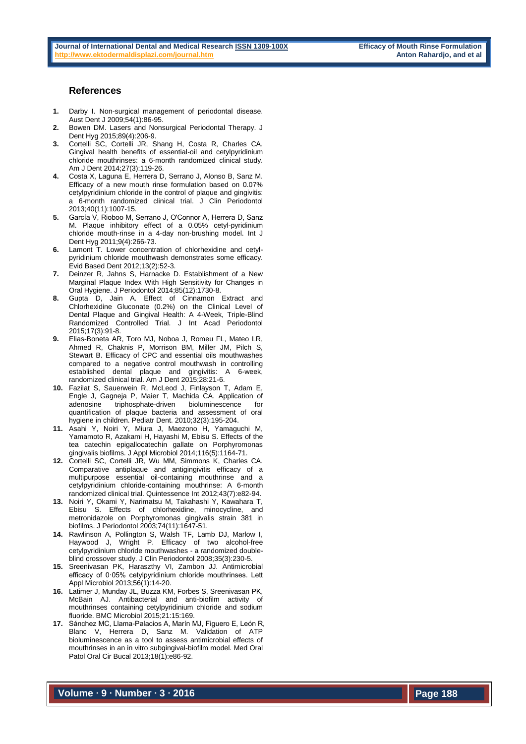## References

1. Darby I. Non-surgical management of periodontal disease. Aust Dent J 2009;54(1):86-95.
2. Bowen DM. Lasers and Nonsurgical Periodontal Therapy. J Dent Hyg 2015;89(4):206-9.
3. Cortelli SC, Cortelli JR, Shang H, Costa R, Charles CA. Gingival health benefits of essential-oil and cetylpyridinium chloride mouthrinses: a 6-month randomized clinical study. Am J Dent 2014;27(3):119-26.
4. Costa X, Laguna E, Herrera D, Serrano J, Alonso B, Sanz M. Efficacy of a new mouth rinse formulation based on 0.07% cetylpyridinium chloride in the control of plaque and gingivitis: a 6-month randomized clinical trial. J Clin Periodontol 2013;40(11):1007-15.
5. García V, Rioboo M, Serrano J, O'Connor A, Herrera D, Sanz M. Plaque inhibitory effect of a 0.05% cetyl-pyridinium chloride mouth-rinse in a 4-day non-brushing model. Int J Dent Hyg 2011;9(4):266-73.
6. Lamont T. Lower concentration of chlorhexidine and cetyl-pyridinium chloride mouthwash demonstrates some efficacy. Evid Based Dent 2012;13(2):52-3.
7. Deinzer R, Jahns S, Harnacke D. Establishment of a New Marginal Plaque Index With High Sensitivity for Changes in Oral Hygiene. J Periodontol 2014;85(12):1730-8.
8. Gupta D, Jain A. Effect of Cinnamon Extract and Chlorhexidine Gluconate (0.2%) on the Clinical Level of Dental Plaque and Gingival Health: A 4-Week, Triple-Blind Randomized Controlled Trial. J Int Acad Periodontol 2015;17(3):91-8.
9. Elias-Boneta AR, Toro MJ, Noboa J, Romeu FL, Mateo LR, Ahmed R, Chaknis P, Morrison BM, Miller JM, Pilch S, Stewart B. Efficacy of CPC and essential oils mouthwashes compared to a negative control mouthwash in controlling established dental plaque and gingivitis: A 6-week, randomized clinical trial. Am J Dent 2015;28:21-6.
10. Fazilat S, Sauerwein R, McLeod J, Finlayson T, Adam E, Engle J, Gagneja P, Maier T, Machida CA. Application of adenosine triphosphate-driven bioluminescence for quantification of plaque bacteria and assessment of oral hygiene in children. Pediatr Dent. 2010;32(3):195-204.
11. Asahi Y, Noiri Y, Miura J, Maezono H, Yamaguchi M, Yamamoto R, Azakami H, Hayashi M, Ebisu S. Effects of the tea catechin epigallocatechin gallate on Porphyromonas gingivalis biofilms. J Appl Microbiol 2014;116(5):1164-71.
12. Cortelli SC, Cortelli JR, Wu MM, Simmons K, Charles CA. Comparative antiplaque and antigingivitis efficacy of a multipurpose essential oil-containing mouthrinse and a cetylpyridinium chloride-containing mouthrinse: A 6-month randomized clinical trial. Quintessence Int 2012;43(7):e82-94.
13. Noiri Y, Okami Y, Narimatsu M, Takahashi Y, Kawahara T, Ebisu S. Effects of chlorhexidine, minocycline, and metronidazole on Porphyromonas gingivalis strain 381 in biofilms. J Periodontol 2003;74(11):1647-51.
14. Rawlinson A, Pollington S, Walsh TF, Lamb DJ, Marlow I, Haywood J, Wright P. Efficacy of two alcohol-free cetylpyridinium chloride mouthwashes - a randomized double-blind crossover study. J Clin Periodontol 2008;35(3):230-5.
15. Sreenivasan PK, Haraszthy VI, Zambon JJ. Antimicrobial efficacy of 0·05% cetylpyridinium chloride mouthrinses. Lett Appl Microbiol 2013;56(1):14-20.
16. Latimer J, Munday JL, Buzza KM, Forbes S, Sreenivasan PK, McBain AJ. Antibacterial and anti-biofilm activity of mouthrinses containing cetylpyridinium chloride and sodium fluoride. BMC Microbiol 2015;21:15:169.
17. Sánchez MC, Llama-Palacios A, Marín MJ, Figuero E, León R, Blanc V, Herrera D, Sanz M. Validation of ATP bioluminescence as a tool to assess antimicrobial effects of mouthrinses in an in vitro subgingival-biofilm model. Med Oral Patol Oral Cir Bucal 2013;18(1):e86-92.